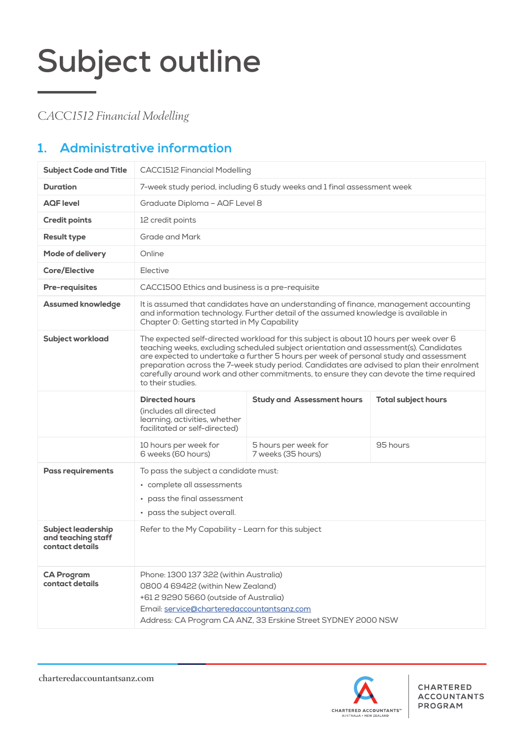# Subject outline

*CACC1512 Financial Modelling*

## 1. Administrative information

| | | | |
|---|---|---|---|
| **Subject Code and Title** | CACC1512 Financial Modelling | | |
| **Duration** | 7-week study period, including 6 study weeks and 1 final assessment week | | |
| **AQF level** | Graduate Diploma – AQF Level 8 | | |
| **Credit points** | 12 credit points | | |
| **Result type** | Grade and Mark | | |
| **Mode of delivery** | Online | | |
| **Core/Elective** | Elective | | |
| **Pre-requisites** | CACC1500 Ethics and business is a pre-requisite | | |
| **Assumed knowledge** | It is assumed that candidates have an understanding of finance, management accounting and information technology. Further detail of the assumed knowledge is available in Chapter 0: Getting started in My Capability | | |
| **Subject workload** | The expected self-directed workload for this subject is about 10 hours per week over 6 teaching weeks, excluding scheduled subject orientation and assessment(s). Candidates are expected to undertake a further 5 hours per week of personal study and assessment preparation across the 7-week study period. Candidates are advised to plan their enrolment carefully around work and other commitments, to ensure they can devote the time required to their studies. | | |
| | **Directed hours** (includes all directed learning, activities, whether facilitated or self-directed) | **Study and Assessment hours** | **Total subject hours** |
| | 10 hours per week for 6 weeks (60 hours) | 5 hours per week for 7 weeks (35 hours) | 95 hours |
| **Pass requirements** | To pass the subject a candidate must:<br>• complete all assessments<br>• pass the final assessment<br>• pass the subject overall. | | |
| **Subject leadership and teaching staff contact details** | Refer to the My Capability - Learn for this subject | | |
| **CA Program contact details** | Phone: 1300 137 322 (within Australia)<br>0800 4 69422 (within New Zealand)<br>+61 2 9290 5660 (outside of Australia)<br>Email: service@charteredaccountantsanz.com<br>Address: CA Program CA ANZ, 33 Erskine Street SYDNEY 2000 NSW | | |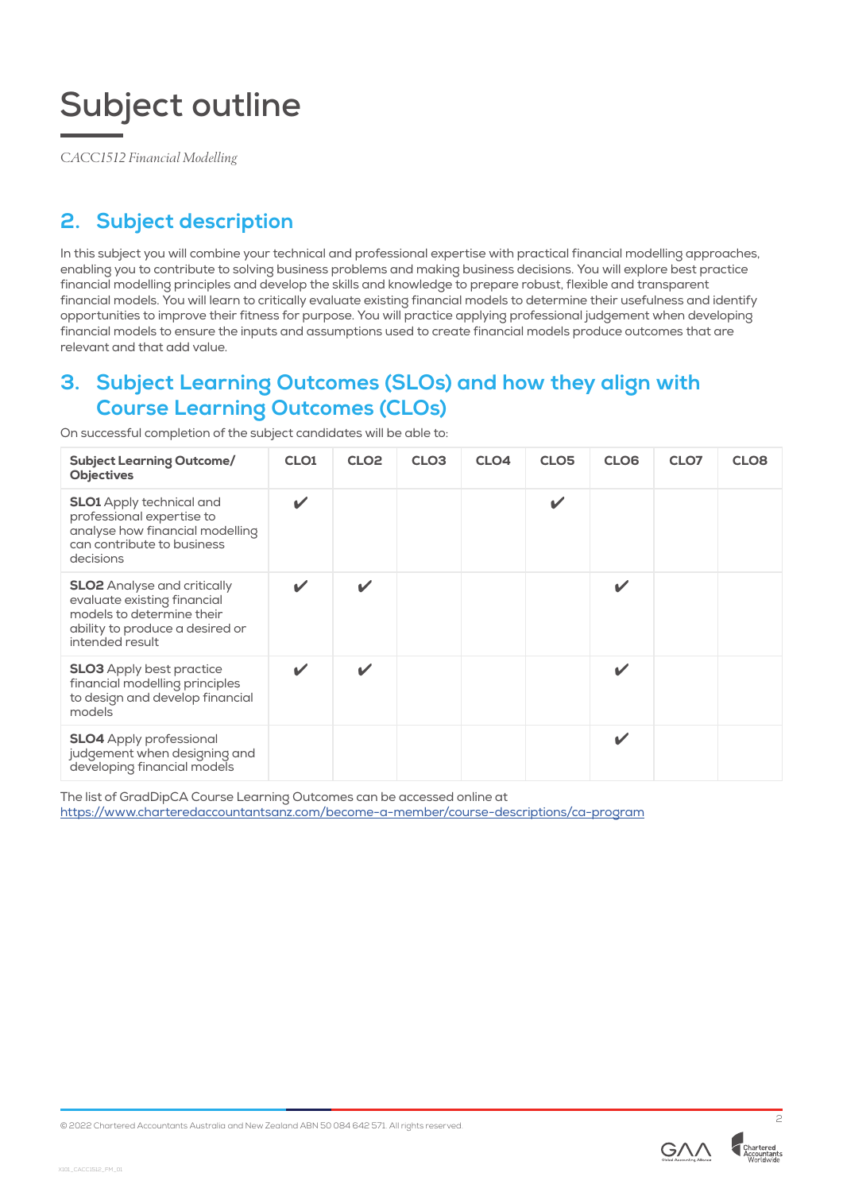# Subject outline

*CACC1512 Financial Modelling*

## 2. Subject description

In this subject you will combine your technical and professional expertise with practical financial modelling approaches, enabling you to contribute to solving business problems and making business decisions. You will explore best practice financial modelling principles and develop the skills and knowledge to prepare robust, flexible and transparent financial models. You will learn to critically evaluate existing financial models to determine their usefulness and identify opportunities to improve their fitness for purpose. You will practice applying professional judgement when developing financial models to ensure the inputs and assumptions used to create financial models produce outcomes that are relevant and that add value.

## 3. Subject Learning Outcomes (SLOs) and how they align with Course Learning Outcomes (CLOs)

On successful completion of the subject candidates will be able to:

| Subject Learning Outcome/ Objectives | CLO1 | CLO2 | CLO3 | CLO4 | CLO5 | CLO6 | CLO7 | CLO8 |
|---|---|---|---|---|---|---|---|---|
| **SLO1** Apply technical and professional expertise to analyse how financial modelling can contribute to business decisions | ✔ | | | | ✔ | | | |
| **SLO2** Analyse and critically evaluate existing financial models to determine their ability to produce a desired or intended result | ✔ | ✔ | | | | ✔ | | |
| **SLO3** Apply best practice financial modelling principles to design and develop financial models | ✔ | ✔ | | | | ✔ | | |
| **SLO4** Apply professional judgement when designing and developing financial models | | | | | | ✔ | | |

The list of GradDipCA Course Learning Outcomes can be accessed online at https://www.charteredaccountantsanz.com/become-a-member/course-descriptions/ca-program

© 2022 Chartered Accountants Australia and New Zealand ABN 50 084 642 571. All rights reserved.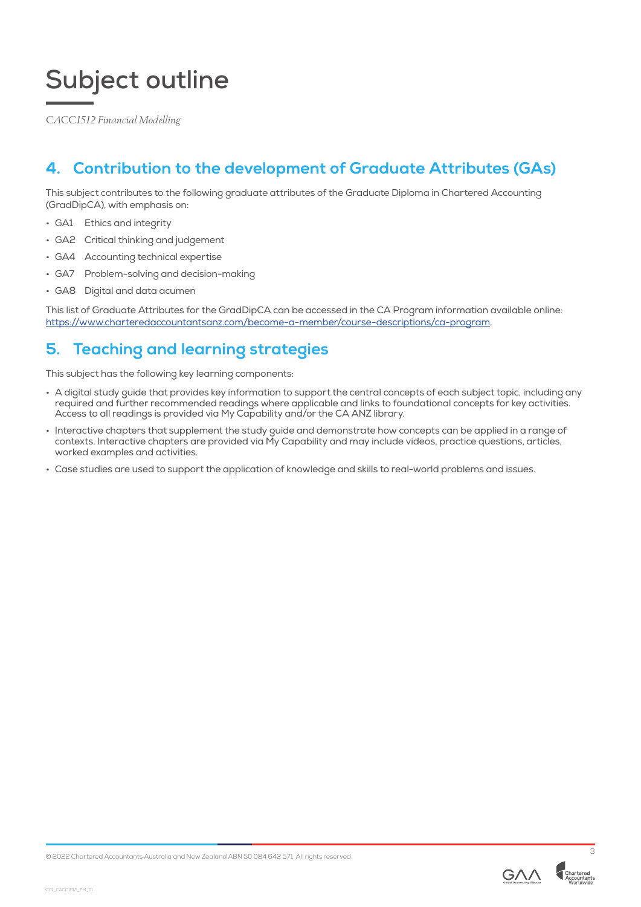# Subject outline

*CACC1512 Financial Modelling*

## 4. Contribution to the development of Graduate Attributes (GAs)

This subject contributes to the following graduate attributes of the Graduate Diploma in Chartered Accounting (GradDipCA), with emphasis on:

- GA1 Ethics and integrity
- GA2 Critical thinking and judgement
- GA4 Accounting technical expertise
- GA7 Problem-solving and decision-making
- GA8 Digital and data acumen

This list of Graduate Attributes for the GradDipCA can be accessed in the CA Program information available online: https://www.charteredaccountantsanz.com/become-a-member/course-descriptions/ca-program.

## 5. Teaching and learning strategies

This subject has the following key learning components:

- A digital study guide that provides key information to support the central concepts of each subject topic, including any required and further recommended readings where applicable and links to foundational concepts for key activities. Access to all readings is provided via My Capability and/or the CA ANZ library.
- Interactive chapters that supplement the study guide and demonstrate how concepts can be applied in a range of contexts. Interactive chapters are provided via My Capability and may include videos, practice questions, articles, worked examples and activities.
- Case studies are used to support the application of knowledge and skills to real-world problems and issues.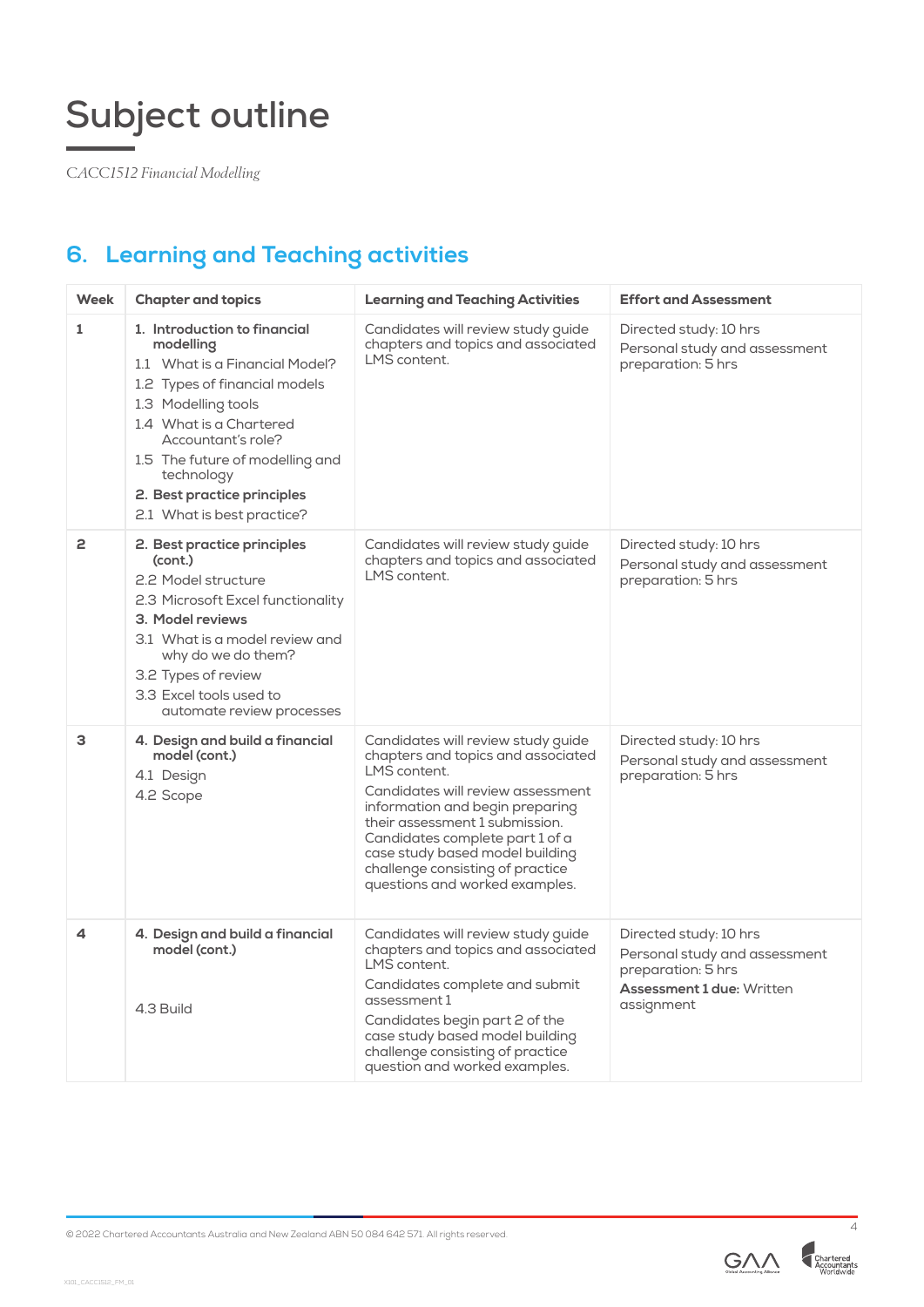# Subject outline

*CACC1512 Financial Modelling*

## 6. Learning and Teaching activities

| Week | Chapter and topics | Learning and Teaching Activities | Effort and Assessment |
|---|---|---|---|
| 1 | **1. Introduction to financial modelling**<br>1.1 What is a Financial Model?<br>1.2 Types of financial models<br>1.3 Modelling tools<br>1.4 What is a Chartered Accountant's role?<br>1.5 The future of modelling and technology<br>**2. Best practice principles**<br>2.1 What is best practice? | Candidates will review study guide chapters and topics and associated LMS content. | Directed study: 10 hrs<br>Personal study and assessment preparation: 5 hrs |
| 2 | **2. Best practice principles (cont.)**<br>2.2 Model structure<br>2.3 Microsoft Excel functionality<br>**3. Model reviews**<br>3.1 What is a model review and why do we do them?<br>3.2 Types of review<br>3.3 Excel tools used to automate review processes | Candidates will review study guide chapters and topics and associated LMS content. | Directed study: 10 hrs<br>Personal study and assessment preparation: 5 hrs |
| 3 | **4. Design and build a financial model (cont.)**<br>4.1 Design<br>4.2 Scope | Candidates will review study guide chapters and topics and associated LMS content.<br>Candidates will review assessment information and begin preparing their assessment 1 submission. Candidates complete part 1 of a case study based model building challenge consisting of practice questions and worked examples. | Directed study: 10 hrs<br>Personal study and assessment preparation: 5 hrs |
| 4 | **4. Design and build a financial model (cont.)**<br>4.3 Build | Candidates will review study guide chapters and topics and associated LMS content.<br>Candidates complete and submit assessment 1<br>Candidates begin part 2 of the case study based model building challenge consisting of practice question and worked examples. | Directed study: 10 hrs<br>Personal study and assessment preparation: 5 hrs<br>**Assessment 1 due:** Written assignment |

© 2022 Chartered Accountants Australia and New Zealand ABN 50 084 642 571. All rights reserved.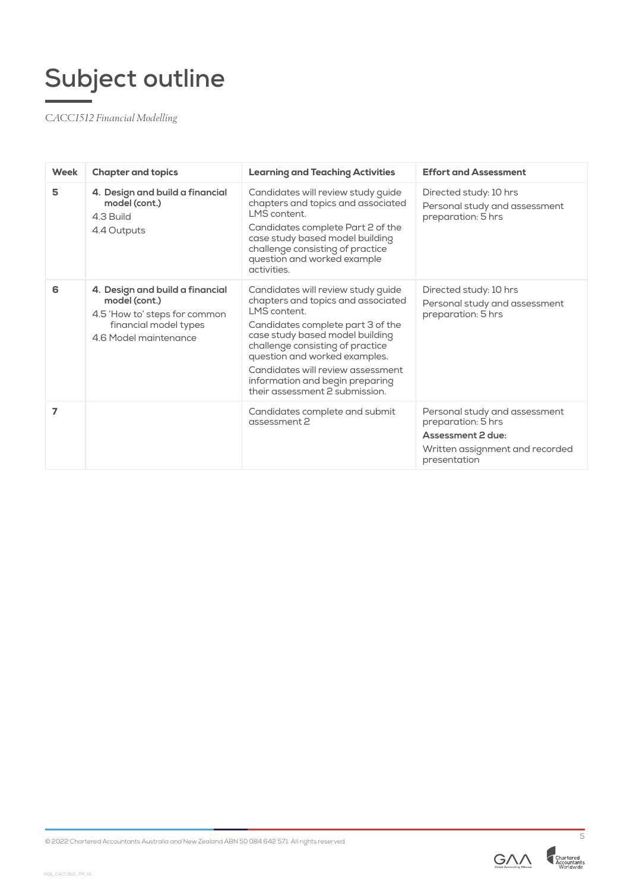# Subject outline

*CACC1512 Financial Modelling*

| Week | Chapter and topics | Learning and Teaching Activities | Effort and Assessment |
|---|---|---|---|
| 5 | **4. Design and build a financial model (cont.)**<br>4.3 Build<br>4.4 Outputs | Candidates will review study guide chapters and topics and associated LMS content.<br>Candidates complete Part 2 of the case study based model building challenge consisting of practice question and worked example activities. | Directed study: 10 hrs<br>Personal study and assessment preparation: 5 hrs |
| 6 | **4. Design and build a financial model (cont.)**<br>4.5 'How to' steps for common financial model types<br>4.6 Model maintenance | Candidates will review study guide chapters and topics and associated LMS content.<br>Candidates complete part 3 of the case study based model building challenge consisting of practice question and worked examples.<br>Candidates will review assessment information and begin preparing their assessment 2 submission. | Directed study: 10 hrs<br>Personal study and assessment preparation: 5 hrs |
| 7 | | Candidates complete and submit assessment 2 | Personal study and assessment preparation: 5 hrs<br>**Assessment 2 due:**<br>Written assignment and recorded presentation |

© 2022 Chartered Accountants Australia and New Zealand ABN 50 084 642 571. All rights reserved.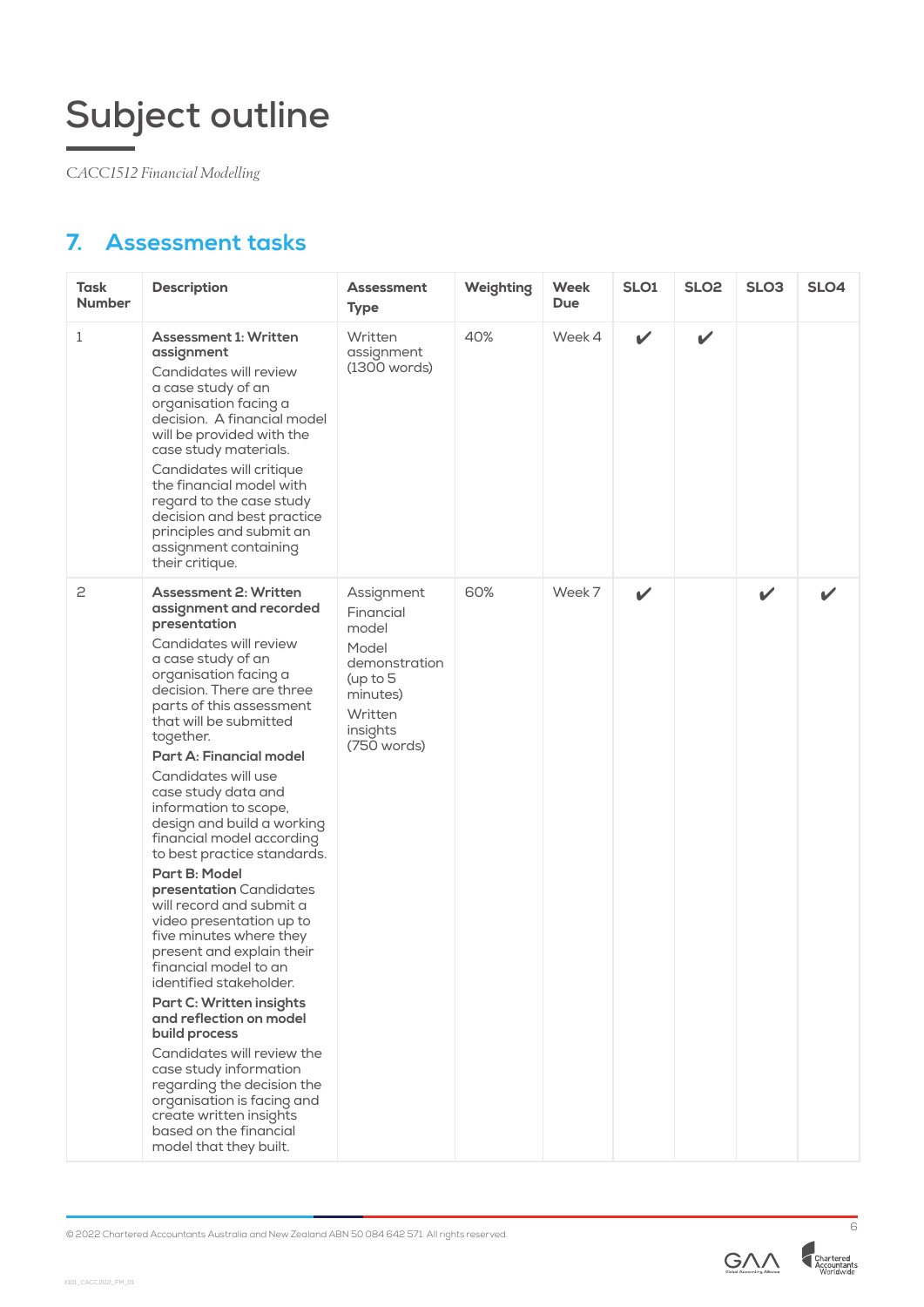# Subject outline

*CACC1512 Financial Modelling*

## 7. Assessment tasks

| Task Number | Description | Assessment Type | Weighting | Week Due | SLO1 | SLO2 | SLO3 | SLO4 |
|---|---|---|---|---|---|---|---|---|
| 1 | **Assessment 1: Written assignment**<br>Candidates will review a case study of an organisation facing a decision. A financial model will be provided with the case study materials.<br>Candidates will critique the financial model with regard to the case study decision and best practice principles and submit an assignment containing their critique. | Written assignment (1300 words) | 40% | Week 4 | ✔ | ✔ | | |
| 2 | **Assessment 2: Written assignment and recorded presentation**<br>Candidates will review a case study of an organisation facing a decision. There are three parts of this assessment that will be submitted together.<br>**Part A: Financial model**<br>Candidates will use case study data and information to scope, design and build a working financial model according to best practice standards.<br>**Part B: Model presentation** Candidates will record and submit a video presentation up to five minutes where they present and explain their financial model to an identified stakeholder.<br>**Part C: Written insights and reflection on model build process**<br>Candidates will review the case study information regarding the decision the organisation is facing and create written insights based on the financial model that they built. | Assignment<br>Financial model<br>Model demonstration (up to 5 minutes)<br>Written insights (750 words) | 60% | Week 7 | ✔ | | ✔ | ✔ |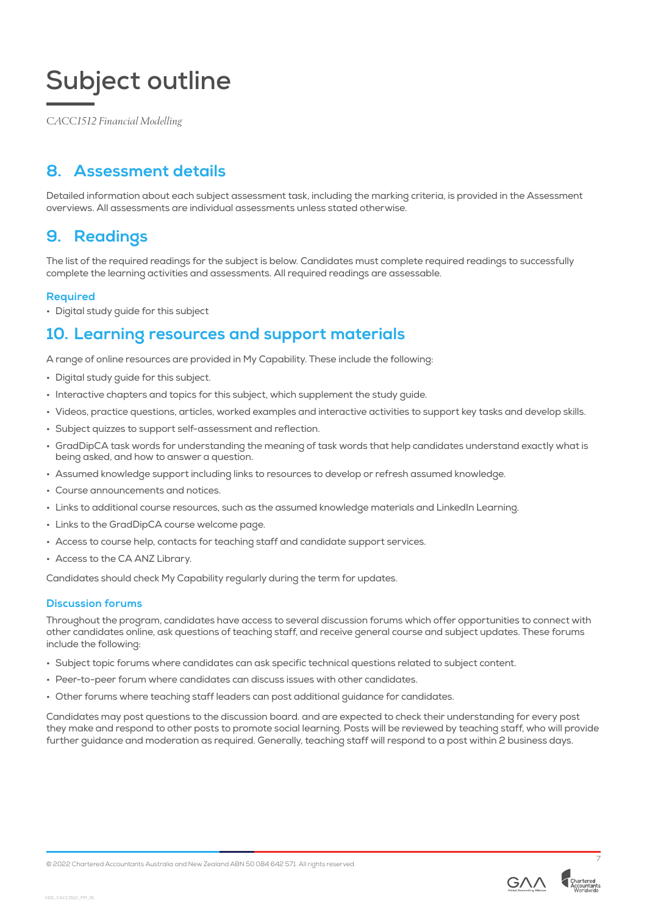# Subject outline

*CACC1512 Financial Modelling*

## 8. Assessment details

Detailed information about each subject assessment task, including the marking criteria, is provided in the Assessment overviews. All assessments are individual assessments unless stated otherwise.

## 9. Readings

The list of the required readings for the subject is below. Candidates must complete required readings to successfully complete the learning activities and assessments. All required readings are assessable.

### Required

- Digital study guide for this subject

## 10. Learning resources and support materials

A range of online resources are provided in My Capability. These include the following:

- Digital study guide for this subject.
- Interactive chapters and topics for this subject, which supplement the study guide.
- Videos, practice questions, articles, worked examples and interactive activities to support key tasks and develop skills.
- Subject quizzes to support self-assessment and reflection.
- GradDipCA task words for understanding the meaning of task words that help candidates understand exactly what is being asked, and how to answer a question.
- Assumed knowledge support including links to resources to develop or refresh assumed knowledge.
- Course announcements and notices.
- Links to additional course resources, such as the assumed knowledge materials and LinkedIn Learning.
- Links to the GradDipCA course welcome page.
- Access to course help, contacts for teaching staff and candidate support services.
- Access to the CA ANZ Library.

Candidates should check My Capability regularly during the term for updates.

### Discussion forums

Throughout the program, candidates have access to several discussion forums which offer opportunities to connect with other candidates online, ask questions of teaching staff, and receive general course and subject updates. These forums include the following:

- Subject topic forums where candidates can ask specific technical questions related to subject content.
- Peer-to-peer forum where candidates can discuss issues with other candidates.
- Other forums where teaching staff leaders can post additional guidance for candidates.

Candidates may post questions to the discussion board. and are expected to check their understanding for every post they make and respond to other posts to promote social learning. Posts will be reviewed by teaching staff, who will provide further guidance and moderation as required. Generally, teaching staff will respond to a post within 2 business days.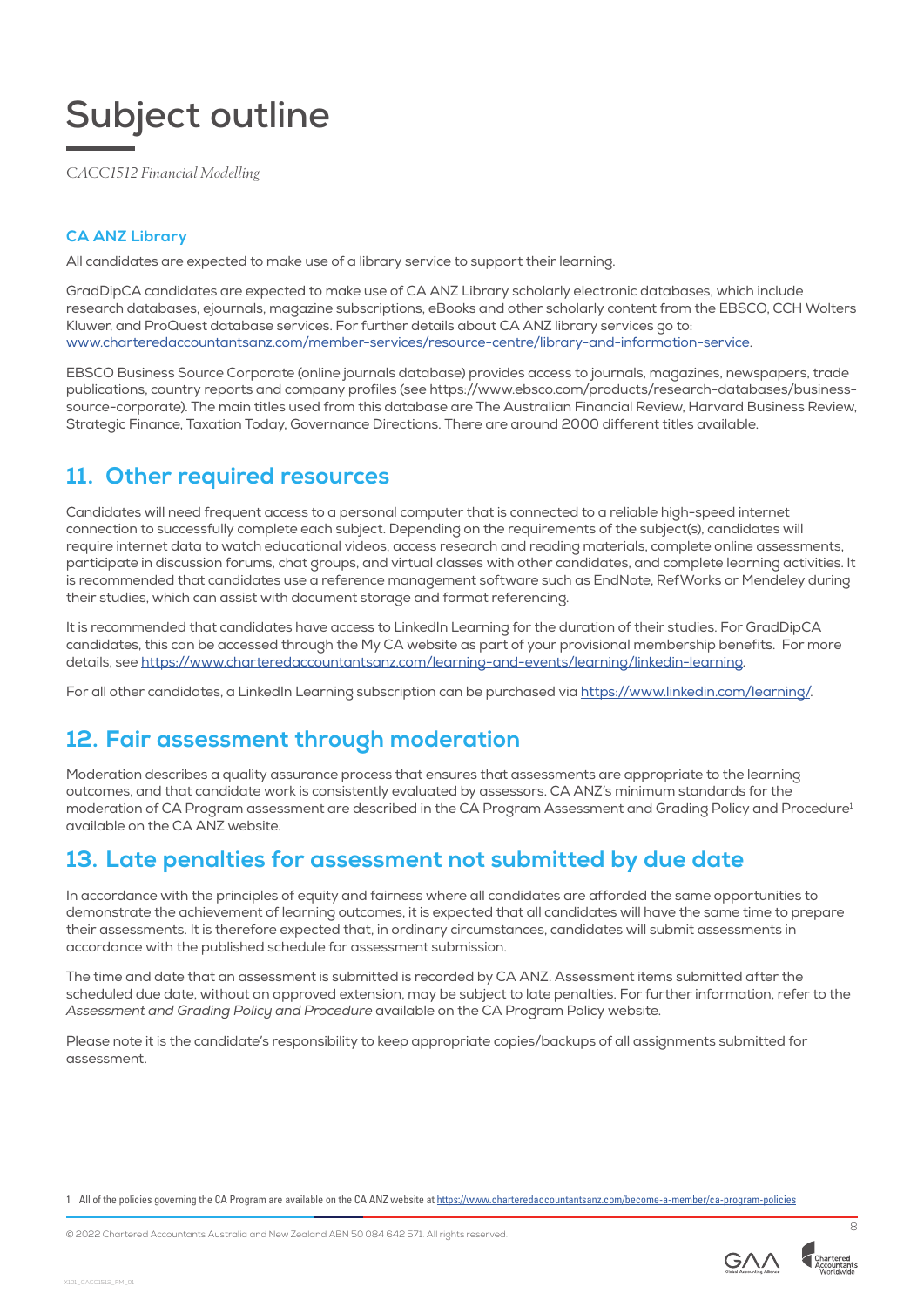### CA ANZ Library

All candidates are expected to make use of a library service to support their learning.

GradDipCA candidates are expected to make use of CA ANZ Library scholarly electronic databases, which include research databases, ejournals, magazine subscriptions, eBooks and other scholarly content from the EBSCO, CCH Wolters Kluwer, and ProQuest database services. For further details about CA ANZ library services go to: www.charteredaccountantsanz.com/member-services/resource-centre/library-and-information-service.

EBSCO Business Source Corporate (online journals database) provides access to journals, magazines, newspapers, trade publications, country reports and company profiles (see https://www.ebsco.com/products/research-databases/business-source-corporate). The main titles used from this database are The Australian Financial Review, Harvard Business Review, Strategic Finance, Taxation Today, Governance Directions. There are around 2000 different titles available.

## 11. Other required resources

Candidates will need frequent access to a personal computer that is connected to a reliable high-speed internet connection to successfully complete each subject. Depending on the requirements of the subject(s), candidates will require internet data to watch educational videos, access research and reading materials, complete online assessments, participate in discussion forums, chat groups, and virtual classes with other candidates, and complete learning activities. It is recommended that candidates use a reference management software such as EndNote, RefWorks or Mendeley during their studies, which can assist with document storage and format referencing.

It is recommended that candidates have access to LinkedIn Learning for the duration of their studies. For GradDipCA candidates, this can be accessed through the My CA website as part of your provisional membership benefits. For more details, see https://www.charteredaccountantsanz.com/learning-and-events/learning/linkedin-learning.

For all other candidates, a LinkedIn Learning subscription can be purchased via https://www.linkedin.com/learning/.

## 12. Fair assessment through moderation

Moderation describes a quality assurance process that ensures that assessments are appropriate to the learning outcomes, and that candidate work is consistently evaluated by assessors. CA ANZ's minimum standards for the moderation of CA Program assessment are described in the CA Program Assessment and Grading Policy and Procedure[1] available on the CA ANZ website.

## 13. Late penalties for assessment not submitted by due date

In accordance with the principles of equity and fairness where all candidates are afforded the same opportunities to demonstrate the achievement of learning outcomes, it is expected that all candidates will have the same time to prepare their assessments. It is therefore expected that, in ordinary circumstances, candidates will submit assessments in accordance with the published schedule for assessment submission.

The time and date that an assessment is submitted is recorded by CA ANZ. Assessment items submitted after the scheduled due date, without an approved extension, may be subject to late penalties. For further information, refer to the *Assessment and Grading Policy and Procedure* available on the CA Program Policy website.

Please note it is the candidate's responsibility to keep appropriate copies/backups of all assignments submitted for assessment.

[1] All of the policies governing the CA Program are available on the CA ANZ website at https://www.charteredaccountantsanz.com/become-a-member/ca-program-policies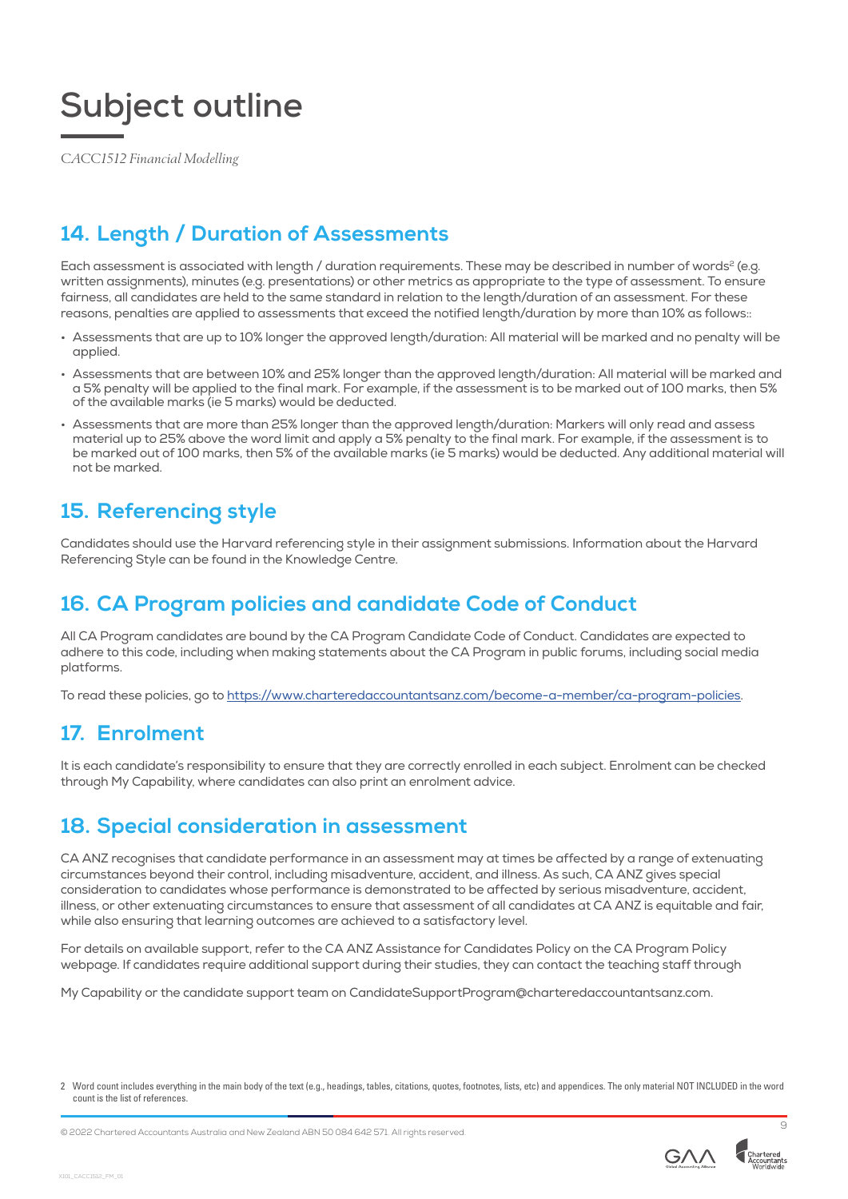# Subject outline

*CACC1512 Financial Modelling*

## 14. Length / Duration of Assessments

Each assessment is associated with length / duration requirements. These may be described in number of words[2] (e.g. written assignments), minutes (e.g. presentations) or other metrics as appropriate to the type of assessment. To ensure fairness, all candidates are held to the same standard in relation to the length/duration of an assessment. For these reasons, penalties are applied to assessments that exceed the notified length/duration by more than 10% as follows::

- Assessments that are up to 10% longer the approved length/duration: All material will be marked and no penalty will be applied.
- Assessments that are between 10% and 25% longer than the approved length/duration: All material will be marked and a 5% penalty will be applied to the final mark. For example, if the assessment is to be marked out of 100 marks, then 5% of the available marks (ie 5 marks) would be deducted.
- Assessments that are more than 25% longer than the approved length/duration: Markers will only read and assess material up to 25% above the word limit and apply a 5% penalty to the final mark. For example, if the assessment is to be marked out of 100 marks, then 5% of the available marks (ie 5 marks) would be deducted. Any additional material will not be marked.

## 15. Referencing style

Candidates should use the Harvard referencing style in their assignment submissions. Information about the Harvard Referencing Style can be found in the Knowledge Centre.

## 16. CA Program policies and candidate Code of Conduct

All CA Program candidates are bound by the CA Program Candidate Code of Conduct. Candidates are expected to adhere to this code, including when making statements about the CA Program in public forums, including social media platforms.

To read these policies, go to https://www.charteredaccountantsanz.com/become-a-member/ca-program-policies.

## 17. Enrolment

It is each candidate's responsibility to ensure that they are correctly enrolled in each subject. Enrolment can be checked through My Capability, where candidates can also print an enrolment advice.

## 18. Special consideration in assessment

CA ANZ recognises that candidate performance in an assessment may at times be affected by a range of extenuating circumstances beyond their control, including misadventure, accident, and illness. As such, CA ANZ gives special consideration to candidates whose performance is demonstrated to be affected by serious misadventure, accident, illness, or other extenuating circumstances to ensure that assessment of all candidates at CA ANZ is equitable and fair, while also ensuring that learning outcomes are achieved to a satisfactory level.

For details on available support, refer to the CA ANZ Assistance for Candidates Policy on the CA Program Policy webpage. If candidates require additional support during their studies, they can contact the teaching staff through

My Capability or the candidate support team on CandidateSupportProgram@charteredaccountantsanz.com.

---

2 Word count includes everything in the main body of the text (e.g., headings, tables, citations, quotes, footnotes, lists, etc) and appendices. The only material NOT INCLUDED in the word count is the list of references.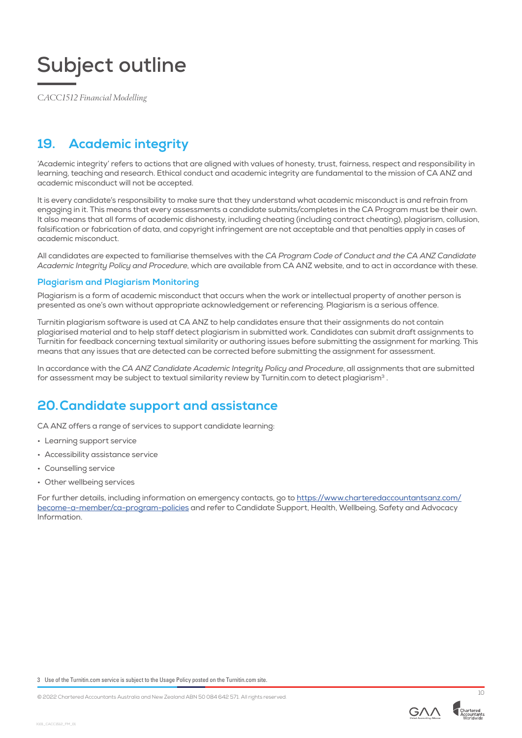# Subject outline

*CACC1512 Financial Modelling*

## 19. Academic integrity

'Academic integrity' refers to actions that are aligned with values of honesty, trust, fairness, respect and responsibility in learning, teaching and research. Ethical conduct and academic integrity are fundamental to the mission of CA ANZ and academic misconduct will not be accepted.

It is every candidate's responsibility to make sure that they understand what academic misconduct is and refrain from engaging in it. This means that every assessments a candidate submits/completes in the CA Program must be their own. It also means that all forms of academic dishonesty, including cheating (including contract cheating), plagiarism, collusion, falsification or fabrication of data, and copyright infringement are not acceptable and that penalties apply in cases of academic misconduct.

All candidates are expected to familiarise themselves with the *CA Program Code of Conduct and the CA ANZ Candidate Academic Integrity Policy and Procedure*, which are available from CA ANZ website, and to act in accordance with these.

### Plagiarism and Plagiarism Monitoring

Plagiarism is a form of academic misconduct that occurs when the work or intellectual property of another person is presented as one's own without appropriate acknowledgement or referencing. Plagiarism is a serious offence.

Turnitin plagiarism software is used at CA ANZ to help candidates ensure that their assignments do not contain plagiarised material and to help staff detect plagiarism in submitted work. Candidates can submit draft assignments to Turnitin for feedback concerning textual similarity or authoring issues before submitting the assignment for marking. This means that any issues that are detected can be corrected before submitting the assignment for assessment.

In accordance with the *CA ANZ Candidate Academic Integrity Policy and Procedure*, all assignments that are submitted for assessment may be subject to textual similarity review by Turnitin.com to detect plagiarism[3] .

## 20. Candidate support and assistance

CA ANZ offers a range of services to support candidate learning:

- Learning support service
- Accessibility assistance service
- Counselling service
- Other wellbeing services

For further details, including information on emergency contacts, go to https://www.charteredaccountantsanz.com/become-a-member/ca-program-policies and refer to Candidate Support, Health, Wellbeing, Safety and Advocacy Information.

3 Use of the Turnitin.com service is subject to the Usage Policy posted on the Turnitin.com site.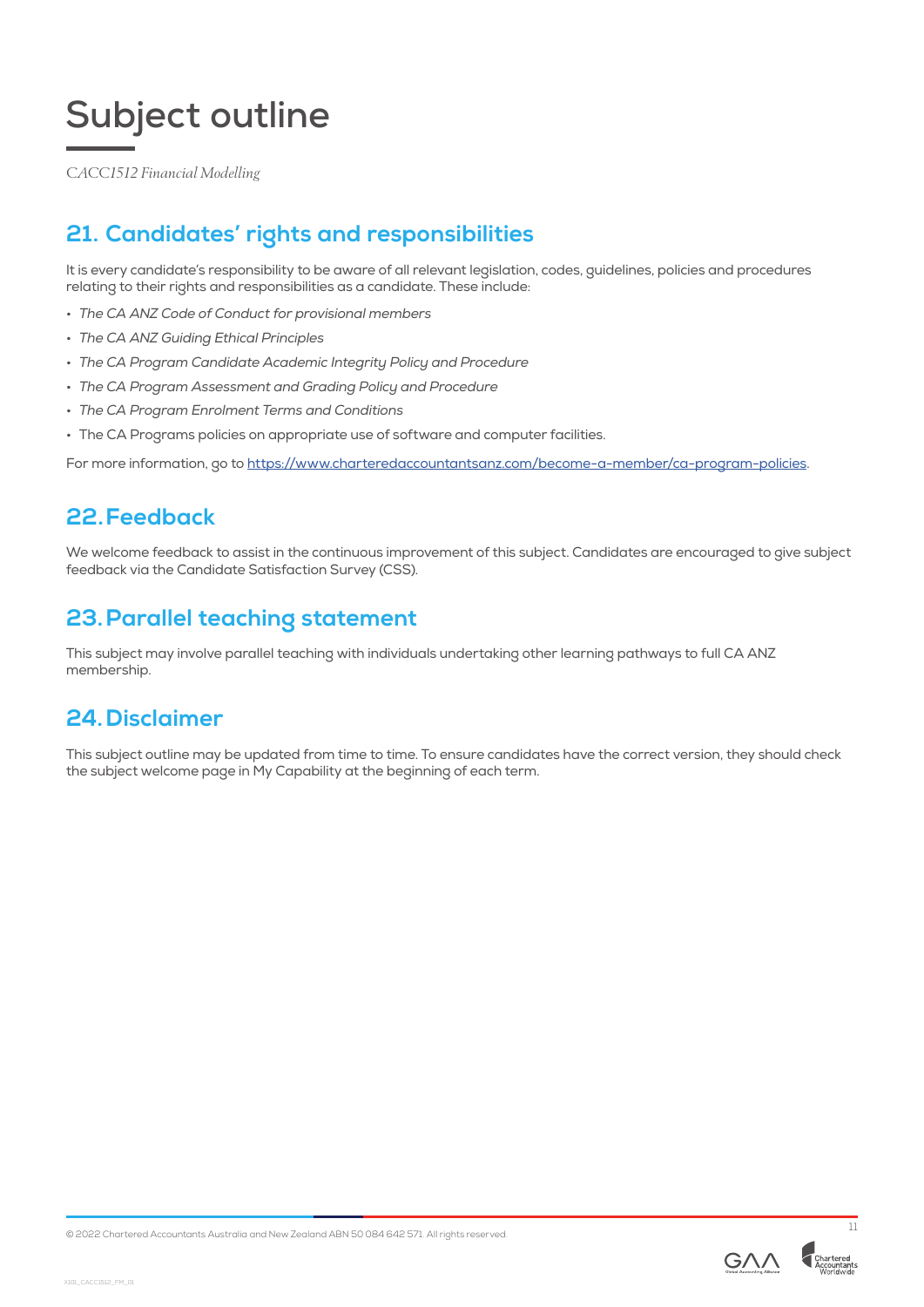# Subject outline

*CACC1512 Financial Modelling*

## 21. Candidates' rights and responsibilities

It is every candidate's responsibility to be aware of all relevant legislation, codes, guidelines, policies and procedures relating to their rights and responsibilities as a candidate. These include:

- *The CA ANZ Code of Conduct for provisional members*
- *The CA ANZ Guiding Ethical Principles*
- *The CA Program Candidate Academic Integrity Policy and Procedure*
- *The CA Program Assessment and Grading Policy and Procedure*
- *The CA Program Enrolment Terms and Conditions*
- The CA Programs policies on appropriate use of software and computer facilities.

For more information, go to https://www.charteredaccountantsanz.com/become-a-member/ca-program-policies.

## 22. Feedback

We welcome feedback to assist in the continuous improvement of this subject. Candidates are encouraged to give subject feedback via the Candidate Satisfaction Survey (CSS).

## 23. Parallel teaching statement

This subject may involve parallel teaching with individuals undertaking other learning pathways to full CA ANZ membership.

## 24. Disclaimer

This subject outline may be updated from time to time. To ensure candidates have the correct version, they should check the subject welcome page in My Capability at the beginning of each term.